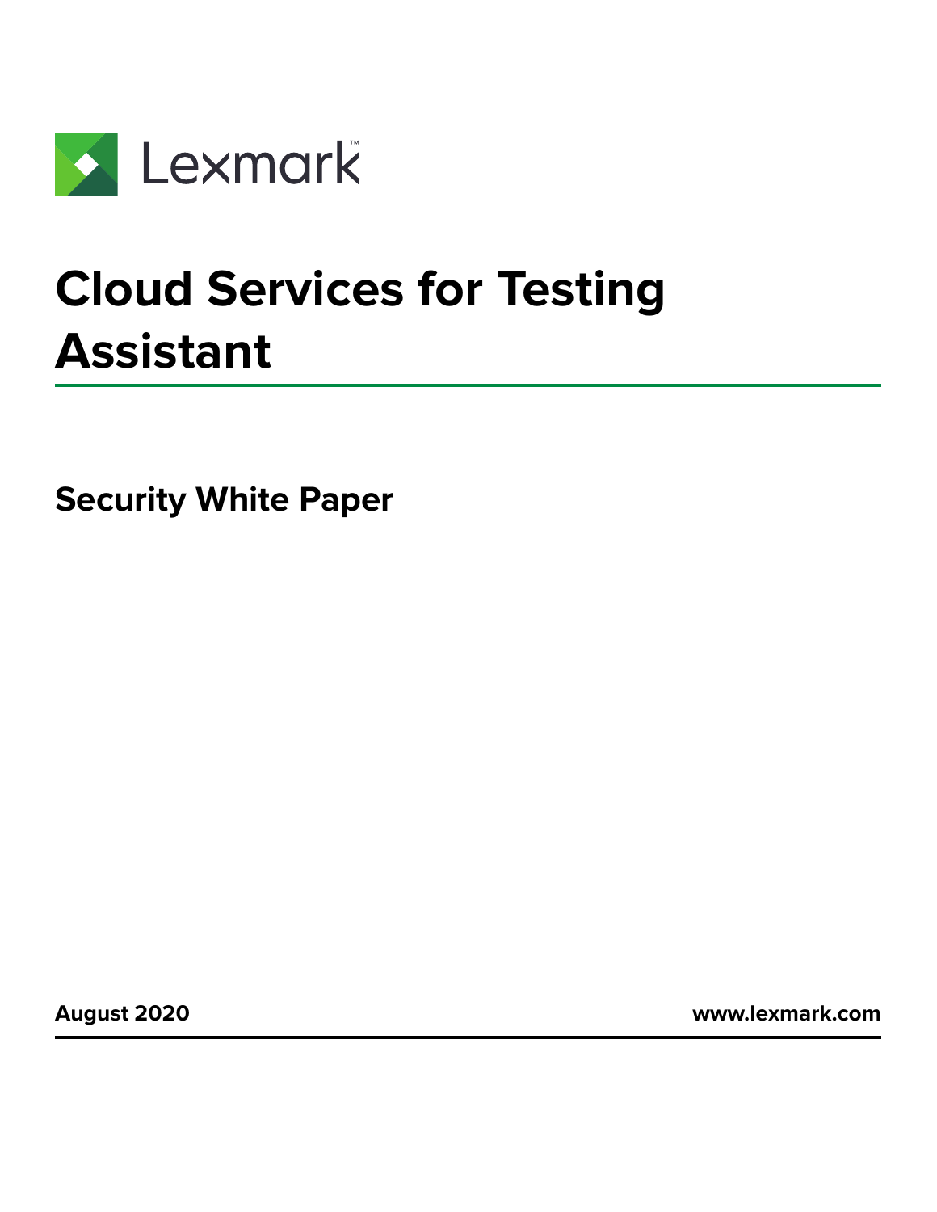Lexmark™

# Cloud Services for Testing Assistant

## Security White Paper

**August 2020** **www.lexmark.com**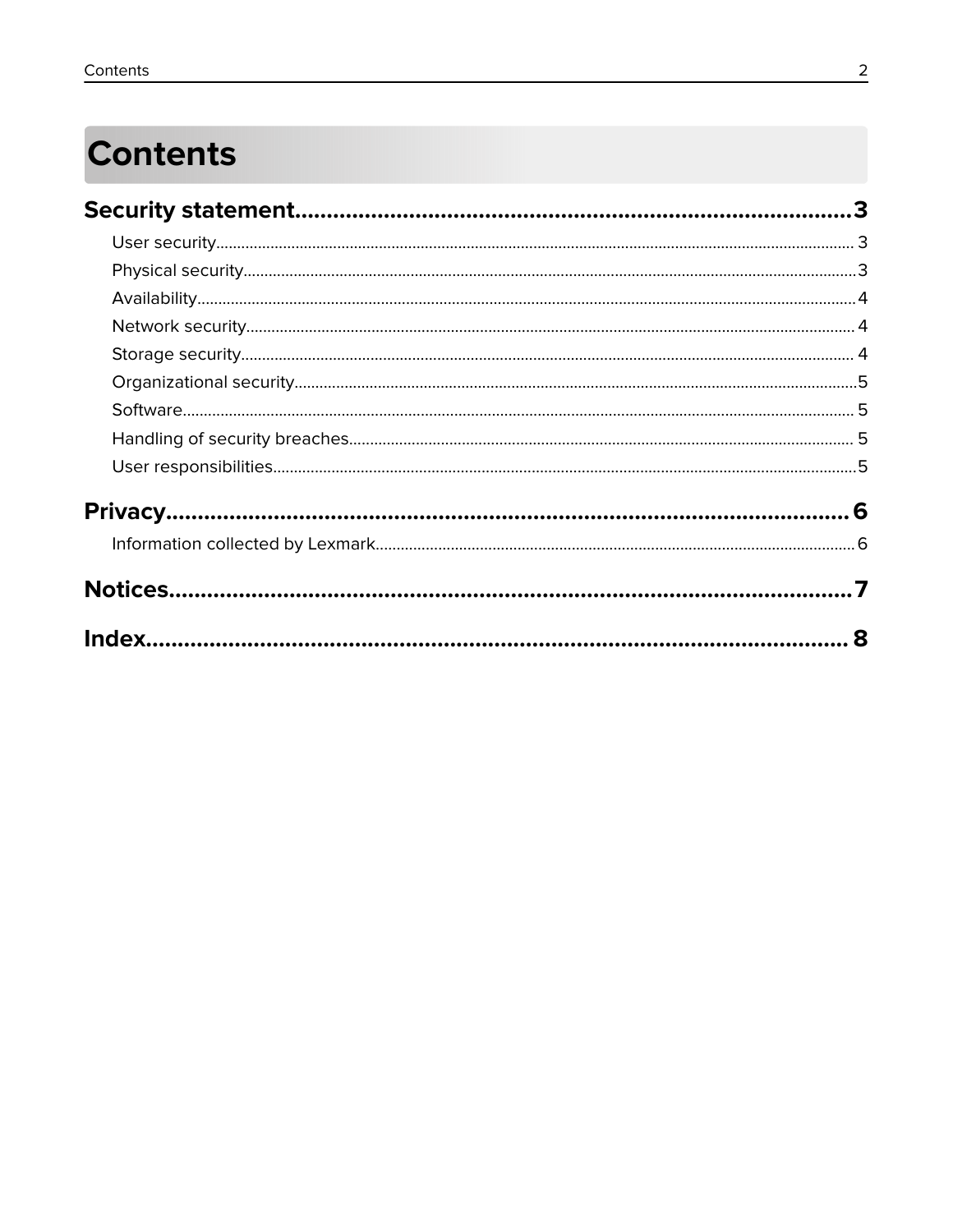# Contents

**Security statement......................................................................................3**

User security.......................................................................................3

Physical security.......................................................................................3

Availability.......................................................................................4

Network security.......................................................................................4

Storage security.......................................................................................4

Organizational security.......................................................................................5

Software.......................................................................................5

Handling of security breaches.......................................................................................5

User responsibilities.......................................................................................5

**Privacy......................................................................................6**

Information collected by Lexmark.......................................................................................6

**Notices......................................................................................7**

**Index......................................................................................8**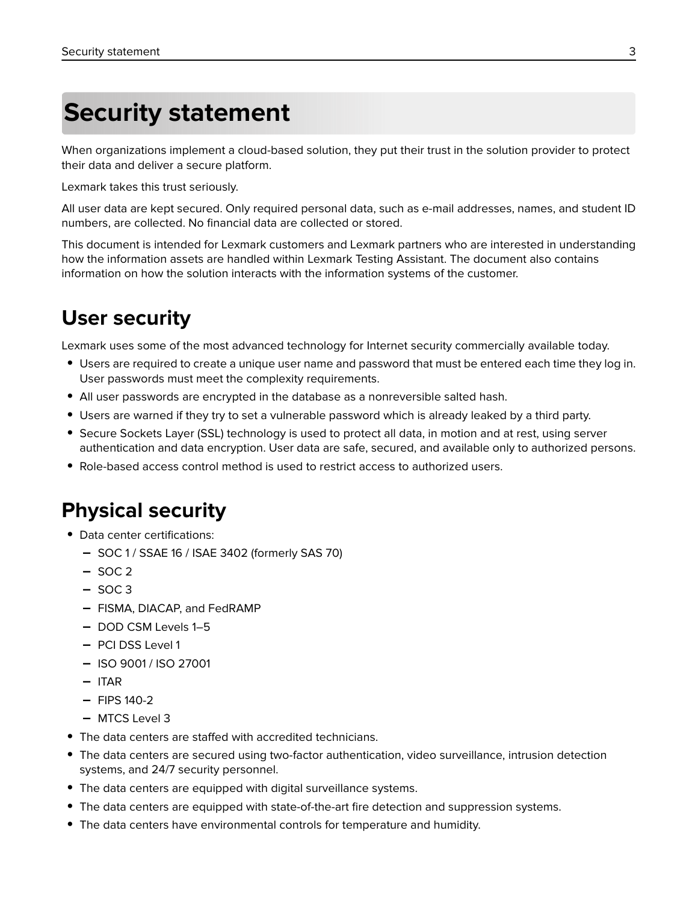# Security statement

When organizations implement a cloud-based solution, they put their trust in the solution provider to protect their data and deliver a secure platform.

Lexmark takes this trust seriously.

All user data are kept secured. Only required personal data, such as e-mail addresses, names, and student ID numbers, are collected. No financial data are collected or stored.

This document is intended for Lexmark customers and Lexmark partners who are interested in understanding how the information assets are handled within Lexmark Testing Assistant. The document also contains information on how the solution interacts with the information systems of the customer.

## User security

Lexmark uses some of the most advanced technology for Internet security commercially available today.

- Users are required to create a unique user name and password that must be entered each time they log in. User passwords must meet the complexity requirements.
- All user passwords are encrypted in the database as a nonreversible salted hash.
- Users are warned if they try to set a vulnerable password which is already leaked by a third party.
- Secure Sockets Layer (SSL) technology is used to protect all data, in motion and at rest, using server authentication and data encryption. User data are safe, secured, and available only to authorized persons.
- Role-based access control method is used to restrict access to authorized users.

## Physical security

- Data center certifications:
  - SOC 1 / SSAE 16 / ISAE 3402 (formerly SAS 70)
  - SOC 2
  - SOC 3
  - FISMA, DIACAP, and FedRAMP
  - DOD CSM Levels 1–5
  - PCI DSS Level 1
  - ISO 9001 / ISO 27001
  - ITAR
  - FIPS 140-2
  - MTCS Level 3
- The data centers are staffed with accredited technicians.
- The data centers are secured using two-factor authentication, video surveillance, intrusion detection systems, and 24/7 security personnel.
- The data centers are equipped with digital surveillance systems.
- The data centers are equipped with state-of-the-art fire detection and suppression systems.
- The data centers have environmental controls for temperature and humidity.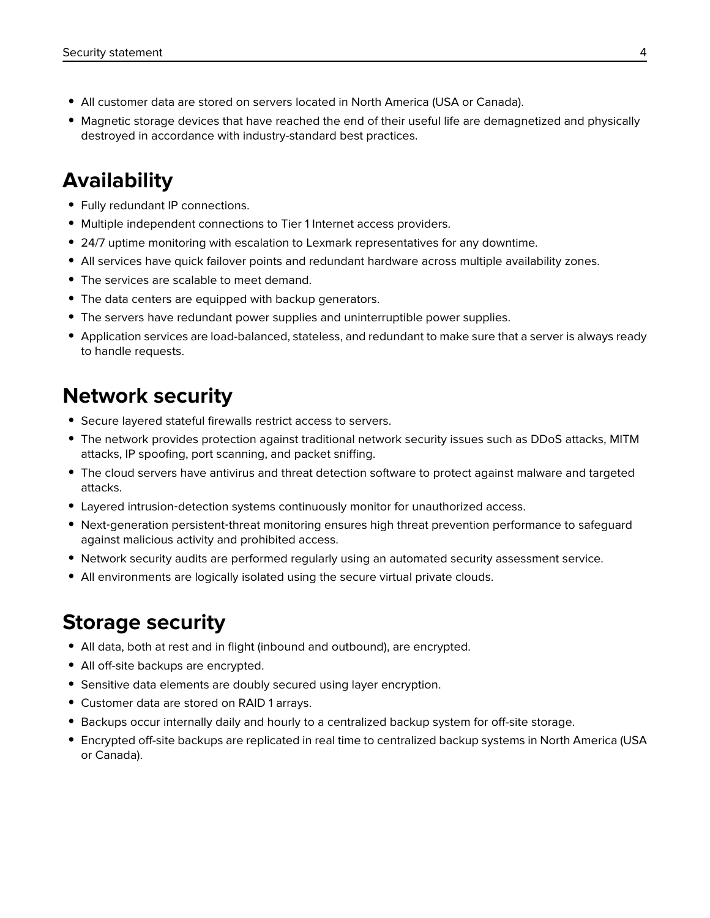- All customer data are stored on servers located in North America (USA or Canada).
- Magnetic storage devices that have reached the end of their useful life are demagnetized and physically destroyed in accordance with industry-standard best practices.

## Availability

- Fully redundant IP connections.
- Multiple independent connections to Tier 1 Internet access providers.
- 24/7 uptime monitoring with escalation to Lexmark representatives for any downtime.
- All services have quick failover points and redundant hardware across multiple availability zones.
- The services are scalable to meet demand.
- The data centers are equipped with backup generators.
- The servers have redundant power supplies and uninterruptible power supplies.
- Application services are load-balanced, stateless, and redundant to make sure that a server is always ready to handle requests.

## Network security

- Secure layered stateful firewalls restrict access to servers.
- The network provides protection against traditional network security issues such as DDoS attacks, MITM attacks, IP spoofing, port scanning, and packet sniffing.
- The cloud servers have antivirus and threat detection software to protect against malware and targeted attacks.
- Layered intrusion-detection systems continuously monitor for unauthorized access.
- Next-generation persistent-threat monitoring ensures high threat prevention performance to safeguard against malicious activity and prohibited access.
- Network security audits are performed regularly using an automated security assessment service.
- All environments are logically isolated using the secure virtual private clouds.

## Storage security

- All data, both at rest and in flight (inbound and outbound), are encrypted.
- All off-site backups are encrypted.
- Sensitive data elements are doubly secured using layer encryption.
- Customer data are stored on RAID 1 arrays.
- Backups occur internally daily and hourly to a centralized backup system for off-site storage.
- Encrypted off-site backups are replicated in real time to centralized backup systems in North America (USA or Canada).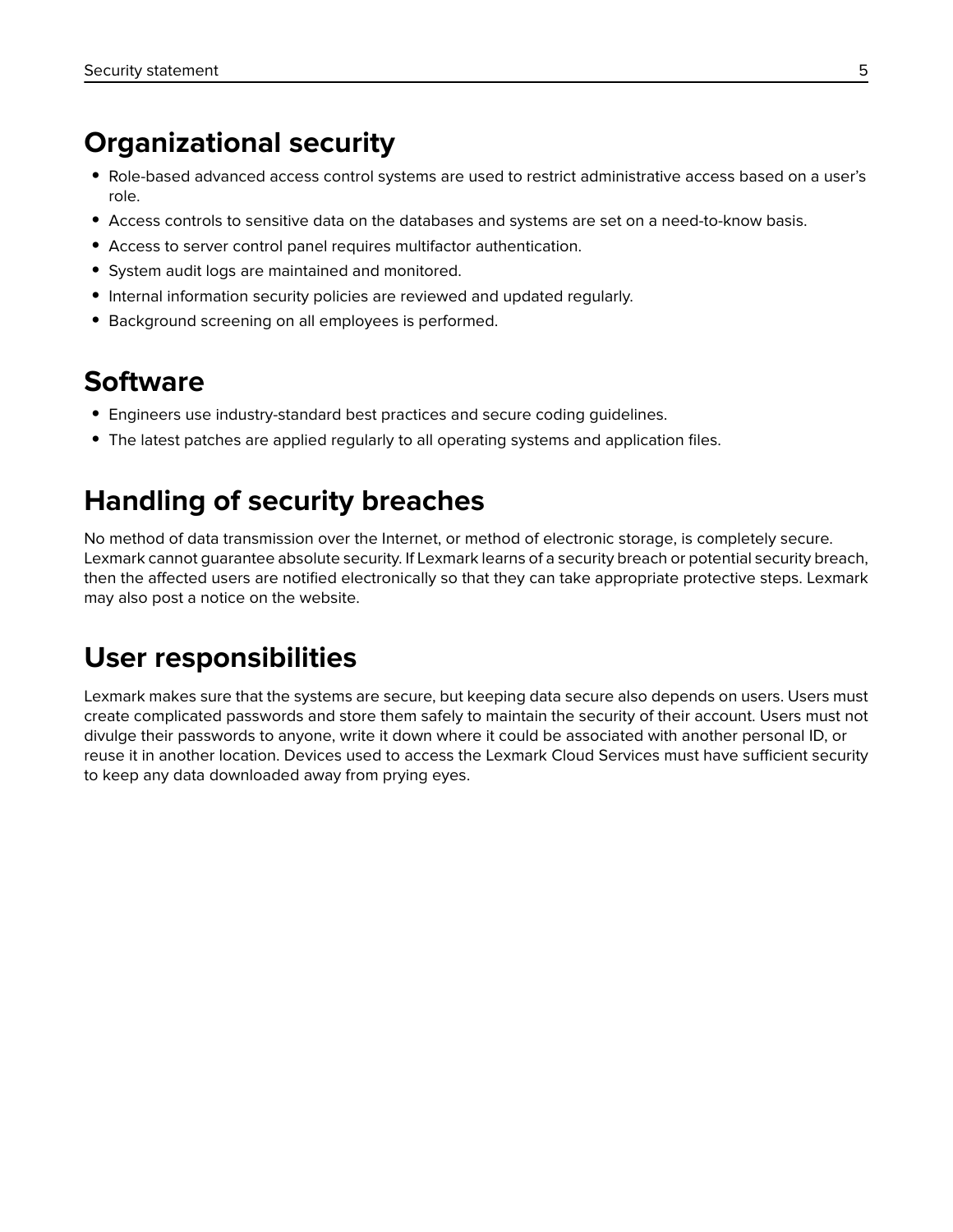## Organizational security

- Role-based advanced access control systems are used to restrict administrative access based on a user's role.
- Access controls to sensitive data on the databases and systems are set on a need-to-know basis.
- Access to server control panel requires multifactor authentication.
- System audit logs are maintained and monitored.
- Internal information security policies are reviewed and updated regularly.
- Background screening on all employees is performed.

## Software

- Engineers use industry-standard best practices and secure coding guidelines.
- The latest patches are applied regularly to all operating systems and application files.

## Handling of security breaches

No method of data transmission over the Internet, or method of electronic storage, is completely secure. Lexmark cannot guarantee absolute security. If Lexmark learns of a security breach or potential security breach, then the affected users are notified electronically so that they can take appropriate protective steps. Lexmark may also post a notice on the website.

## User responsibilities

Lexmark makes sure that the systems are secure, but keeping data secure also depends on users. Users must create complicated passwords and store them safely to maintain the security of their account. Users must not divulge their passwords to anyone, write it down where it could be associated with another personal ID, or reuse it in another location. Devices used to access the Lexmark Cloud Services must have sufficient security to keep any data downloaded away from prying eyes.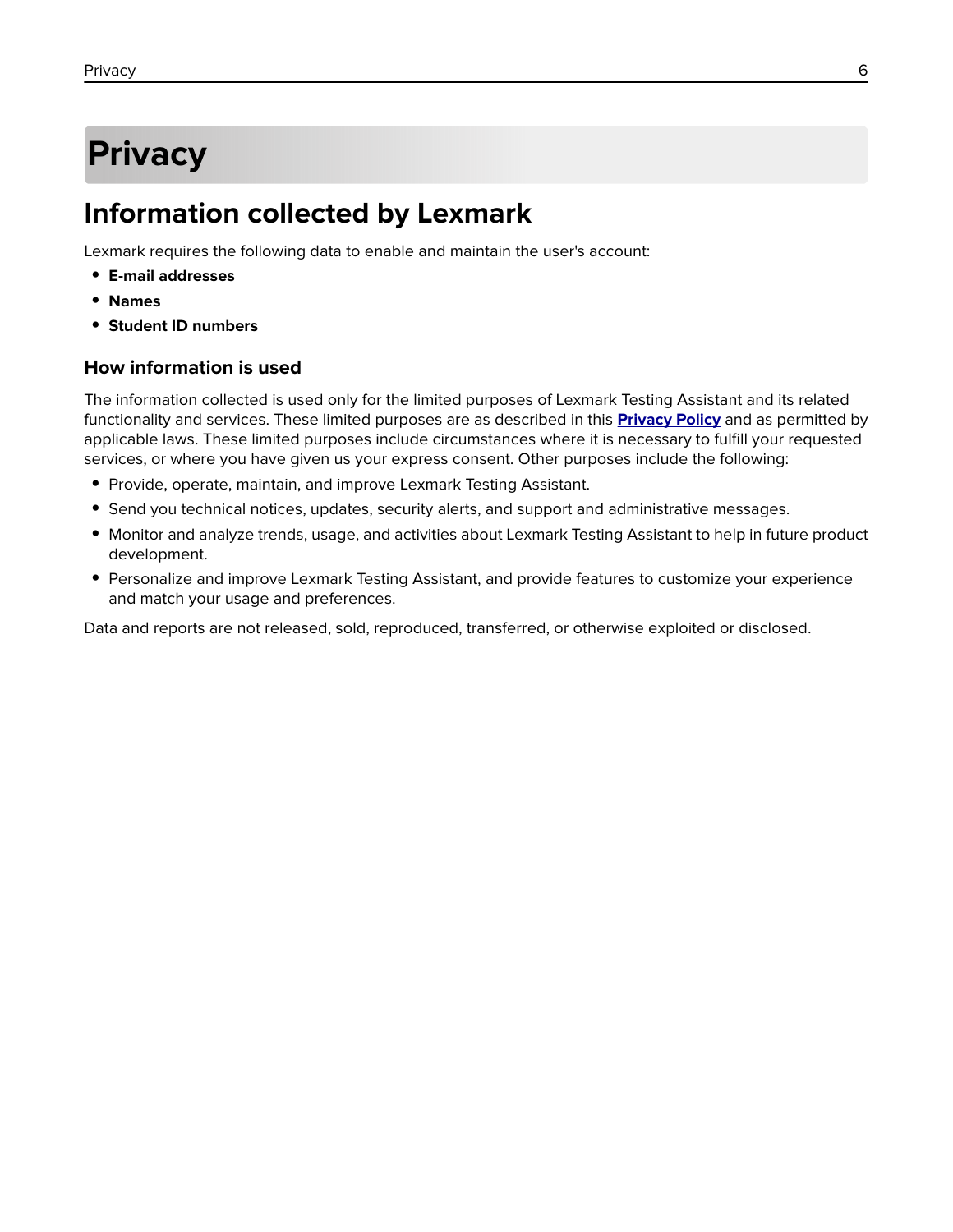# Privacy

## Information collected by Lexmark

Lexmark requires the following data to enable and maintain the user's account:

- **E-mail addresses**
- **Names**
- **Student ID numbers**

### How information is used

The information collected is used only for the limited purposes of Lexmark Testing Assistant and its related functionality and services. These limited purposes are as described in this **Privacy Policy** and as permitted by applicable laws. These limited purposes include circumstances where it is necessary to fulfill your requested services, or where you have given us your express consent. Other purposes include the following:

- Provide, operate, maintain, and improve Lexmark Testing Assistant.
- Send you technical notices, updates, security alerts, and support and administrative messages.
- Monitor and analyze trends, usage, and activities about Lexmark Testing Assistant to help in future product development.
- Personalize and improve Lexmark Testing Assistant, and provide features to customize your experience and match your usage and preferences.

Data and reports are not released, sold, reproduced, transferred, or otherwise exploited or disclosed.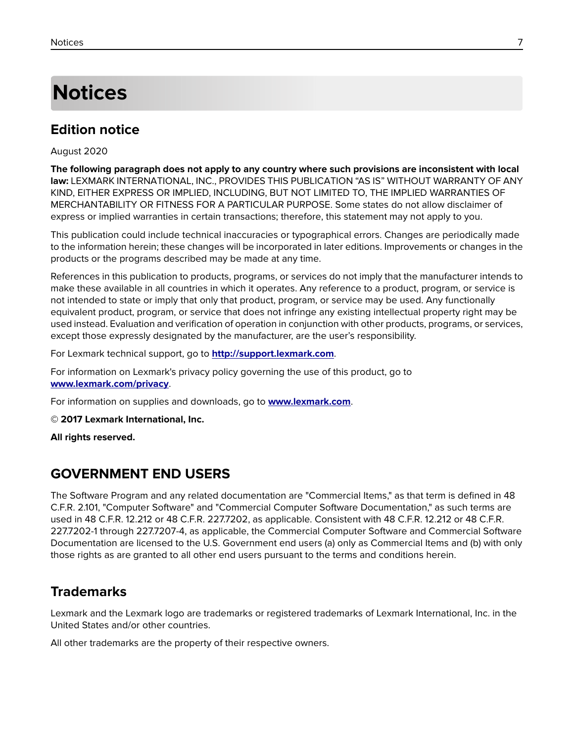# Notices

## Edition notice

August 2020

**The following paragraph does not apply to any country where such provisions are inconsistent with local law:** LEXMARK INTERNATIONAL, INC., PROVIDES THIS PUBLICATION "AS IS" WITHOUT WARRANTY OF ANY KIND, EITHER EXPRESS OR IMPLIED, INCLUDING, BUT NOT LIMITED TO, THE IMPLIED WARRANTIES OF MERCHANTABILITY OR FITNESS FOR A PARTICULAR PURPOSE. Some states do not allow disclaimer of express or implied warranties in certain transactions; therefore, this statement may not apply to you.

This publication could include technical inaccuracies or typographical errors. Changes are periodically made to the information herein; these changes will be incorporated in later editions. Improvements or changes in the products or the programs described may be made at any time.

References in this publication to products, programs, or services do not imply that the manufacturer intends to make these available in all countries in which it operates. Any reference to a product, program, or service is not intended to state or imply that only that product, program, or service may be used. Any functionally equivalent product, program, or service that does not infringe any existing intellectual property right may be used instead. Evaluation and verification of operation in conjunction with other products, programs, or services, except those expressly designated by the manufacturer, are the user's responsibility.

For Lexmark technical support, go to **http://support.lexmark.com**.

For information on Lexmark's privacy policy governing the use of this product, go to **www.lexmark.com/privacy**.

For information on supplies and downloads, go to **www.lexmark.com**.

© **2017 Lexmark International, Inc.**

**All rights reserved.**

## GOVERNMENT END USERS

The Software Program and any related documentation are "Commercial Items," as that term is defined in 48 C.F.R. 2.101, "Computer Software" and "Commercial Computer Software Documentation," as such terms are used in 48 C.F.R. 12.212 or 48 C.F.R. 227.7202, as applicable. Consistent with 48 C.F.R. 12.212 or 48 C.F.R. 227.7202-1 through 227.7207-4, as applicable, the Commercial Computer Software and Commercial Software Documentation are licensed to the U.S. Government end users (a) only as Commercial Items and (b) with only those rights as are granted to all other end users pursuant to the terms and conditions herein.

## Trademarks

Lexmark and the Lexmark logo are trademarks or registered trademarks of Lexmark International, Inc. in the United States and/or other countries.

All other trademarks are the property of their respective owners.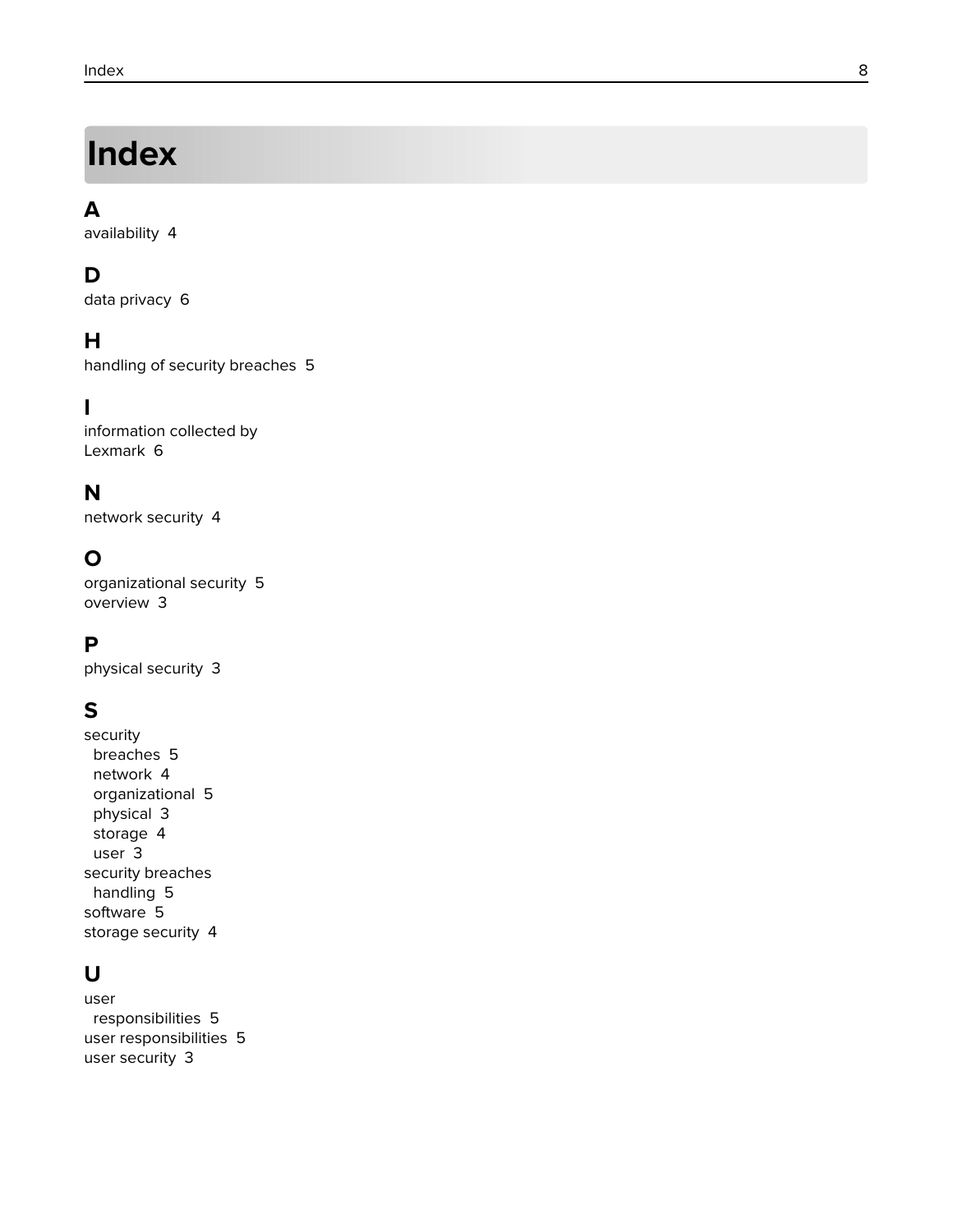# Index

## A

availability 4

## D

data privacy 6

## H

handling of security breaches 5

## I

information collected by Lexmark 6

## N

network security 4

## O

organizational security 5
overview 3

## P

physical security 3

## S

security
  breaches 5
  network 4
  organizational 5
  physical 3
  storage 4
  user 3
security breaches
  handling 5
software 5
storage security 4

## U

user
  responsibilities 5
user responsibilities 5
user security 3